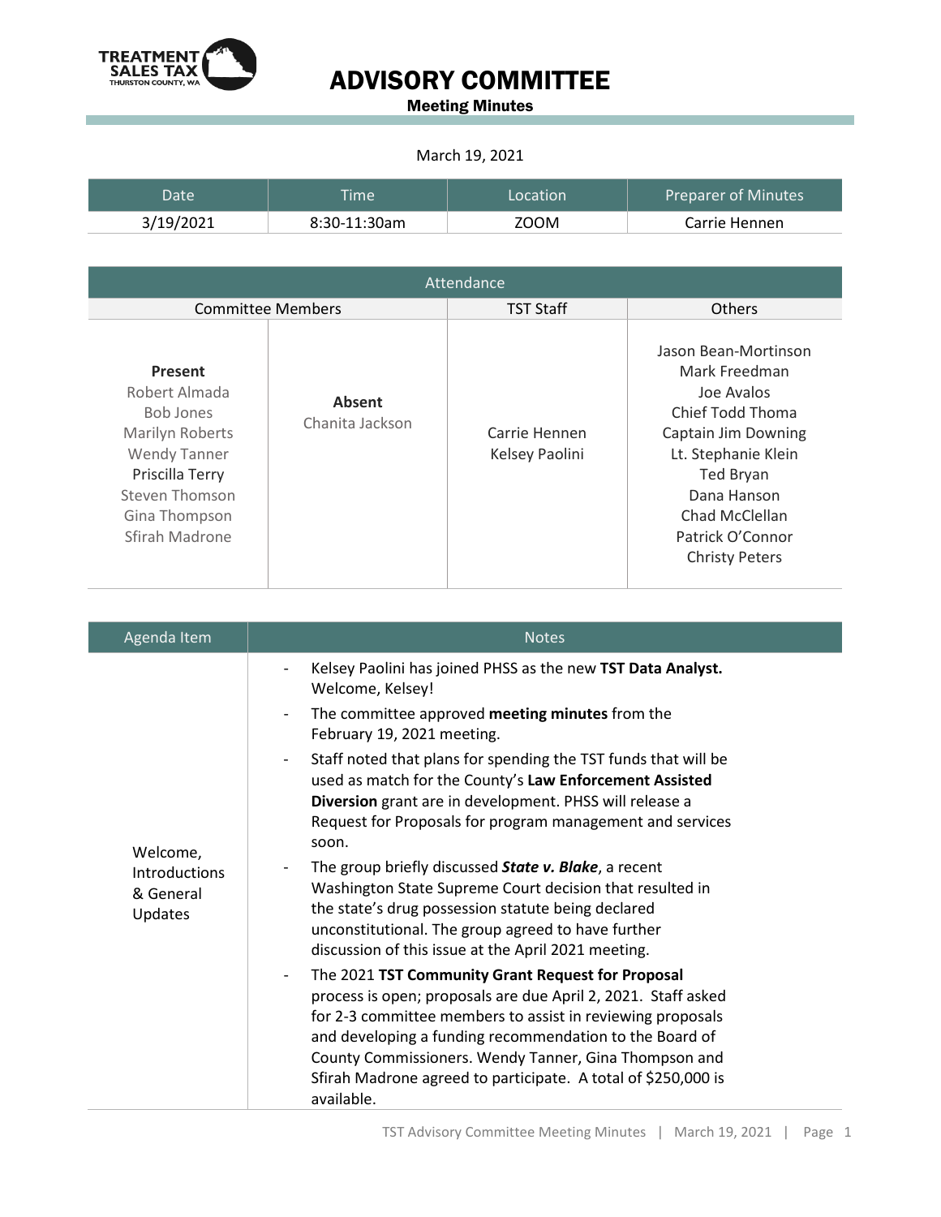# ADVISORY COMMITTEE

**Meeting Minutes**

March 19, 2021

| Date | Time | Location | Preparer of Minutes |
|---|---|---|---|
| 3/19/2021 | 8:30-11:30am | ZOOM | Carrie Hennen |

| Attendance | | | |
|---|---|---|---|
| Committee Members | | TST Staff | Others |
| **Present**<br>Robert Almada<br>Bob Jones<br>Marilyn Roberts<br>Wendy Tanner<br>Priscilla Terry<br>Steven Thomson<br>Gina Thompson<br>Sfirah Madrone | **Absent**<br>Chanita Jackson | Carrie Hennen<br>Kelsey Paolini | Jason Bean-Mortinson<br>Mark Freedman<br>Joe Avalos<br>Chief Todd Thoma<br>Captain Jim Downing<br>Lt. Stephanie Klein<br>Ted Bryan<br>Dana Hanson<br>Chad McClellan<br>Patrick O'Connor<br>Christy Peters |

| Agenda Item | Notes |
|---|---|
| Welcome, Introductions & General Updates | - Kelsey Paolini has joined PHSS as the new **TST Data Analyst.** Welcome, Kelsey!<br>- The committee approved **meeting minutes** from the February 19, 2021 meeting.<br>- Staff noted that plans for spending the TST funds that will be used as match for the County's **Law Enforcement Assisted Diversion** grant are in development. PHSS will release a Request for Proposals for program management and services soon.<br>- The group briefly discussed ***State v. Blake***, a recent Washington State Supreme Court decision that resulted in the state's drug possession statute being declared unconstitutional. The group agreed to have further discussion of this issue at the April 2021 meeting.<br>- The 2021 **TST Community Grant Request for Proposal** process is open; proposals are due April 2, 2021. Staff asked for 2-3 committee members to assist in reviewing proposals and developing a funding recommendation to the Board of County Commissioners. Wendy Tanner, Gina Thompson and Sfirah Madrone agreed to participate. A total of $250,000 is available. |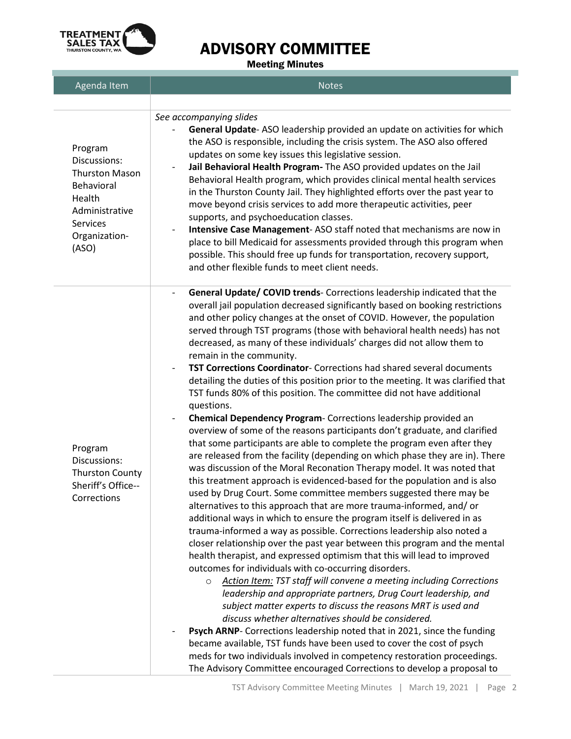# ADVISORY COMMITTEE

**Meeting Minutes**

| Agenda Item | Notes |
|---|---|
| | |
| Program Discussions: Thurston Mason Behavioral Health Administrative Services Organization- (ASO) | *See accompanying slides*<br>- **General Update**- ASO leadership provided an update on activities for which the ASO is responsible, including the crisis system. The ASO also offered updates on some key issues this legislative session.<br>- **Jail Behavioral Health Program-** The ASO provided updates on the Jail Behavioral Health program, which provides clinical mental health services in the Thurston County Jail. They highlighted efforts over the past year to move beyond crisis services to add more therapeutic activities, peer supports, and psychoeducation classes.<br>- **Intensive Case Management**- ASO staff noted that mechanisms are now in place to bill Medicaid for assessments provided through this program when possible. This should free up funds for transportation, recovery support, and other flexible funds to meet client needs. |
| Program Discussions: Thurston County Sheriff's Office-- Corrections | - **General Update/ COVID trends**- Corrections leadership indicated that the overall jail population decreased significantly based on booking restrictions and other policy changes at the onset of COVID. However, the population served through TST programs (those with behavioral health needs) has not decreased, as many of these individuals' charges did not allow them to remain in the community.<br>- **TST Corrections Coordinator**- Corrections had shared several documents detailing the duties of this position prior to the meeting. It was clarified that TST funds 80% of this position. The committee did not have additional questions.<br>- **Chemical Dependency Program**- Corrections leadership provided an overview of some of the reasons participants don't graduate, and clarified that some participants are able to complete the program even after they are released from the facility (depending on which phase they are in). There was discussion of the Moral Reconation Therapy model. It was noted that this treatment approach is evidenced-based for the population and is also used by Drug Court. Some committee members suggested there may be alternatives to this approach that are more trauma-informed, and/ or additional ways in which to ensure the program itself is delivered in as trauma-informed a way as possible. Corrections leadership also noted a closer relationship over the past year between this program and the mental health therapist, and expressed optimism that this will lead to improved outcomes for individuals with co-occurring disorders.<br>&nbsp;&nbsp;&nbsp;&nbsp;o *<u>Action Item:</u> TST staff will convene a meeting including Corrections leadership and appropriate partners, Drug Court leadership, and subject matter experts to discuss the reasons MRT is used and discuss whether alternatives should be considered.*<br>- **Psych ARNP**- Corrections leadership noted that in 2021, since the funding became available, TST funds have been used to cover the cost of psych meds for two individuals involved in competency restoration proceedings. The Advisory Committee encouraged Corrections to develop a proposal to |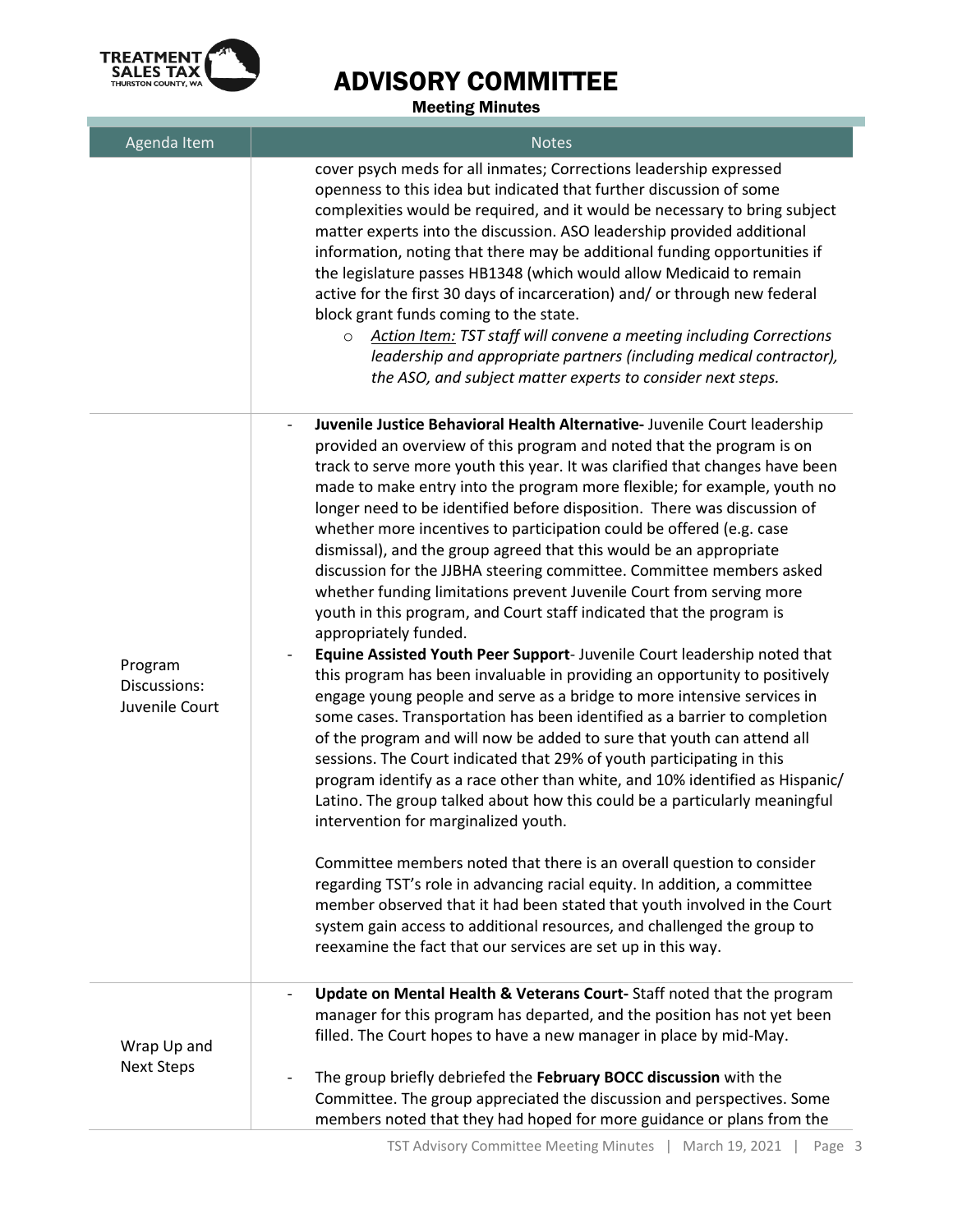| Agenda Item | Notes |
| --- | --- |
| | cover psych meds for all inmates; Corrections leadership expressed openness to this idea but indicated that further discussion of some complexities would be required, and it would be necessary to bring subject matter experts into the discussion. ASO leadership provided additional information, noting that there may be additional funding opportunities if the legislature passes HB1348 (which would allow Medicaid to remain active for the first 30 days of incarceration) and/ or through new federal block grant funds coming to the state.<br>o *<u>Action Item:</u> TST staff will convene a meeting including Corrections leadership and appropriate partners (including medical contractor), the ASO, and subject matter experts to consider next steps.* |
| Program Discussions: Juvenile Court | - **Juvenile Justice Behavioral Health Alternative-** Juvenile Court leadership provided an overview of this program and noted that the program is on track to serve more youth this year. It was clarified that changes have been made to make entry into the program more flexible; for example, youth no longer need to be identified before disposition. There was discussion of whether more incentives to participation could be offered (e.g. case dismissal), and the group agreed that this would be an appropriate discussion for the JJBHA steering committee. Committee members asked whether funding limitations prevent Juvenile Court from serving more youth in this program, and Court staff indicated that the program is appropriately funded.<br>- **Equine Assisted Youth Peer Support**- Juvenile Court leadership noted that this program has been invaluable in providing an opportunity to positively engage young people and serve as a bridge to more intensive services in some cases. Transportation has been identified as a barrier to completion of the program and will now be added to sure that youth can attend all sessions. The Court indicated that 29% of youth participating in this program identify as a race other than white, and 10% identified as Hispanic/ Latino. The group talked about how this could be a particularly meaningful intervention for marginalized youth.<br><br>Committee members noted that there is an overall question to consider regarding TST's role in advancing racial equity. In addition, a committee member observed that it had been stated that youth involved in the Court system gain access to additional resources, and challenged the group to reexamine the fact that our services are set up in this way. |
| Wrap Up and Next Steps | - **Update on Mental Health & Veterans Court-** Staff noted that the program manager for this program has departed, and the position has not yet been filled. The Court hopes to have a new manager in place by mid-May.<br><br>- The group briefly debriefed the **February BOCC discussion** with the Committee. The group appreciated the discussion and perspectives. Some members noted that they had hoped for more guidance or plans from the |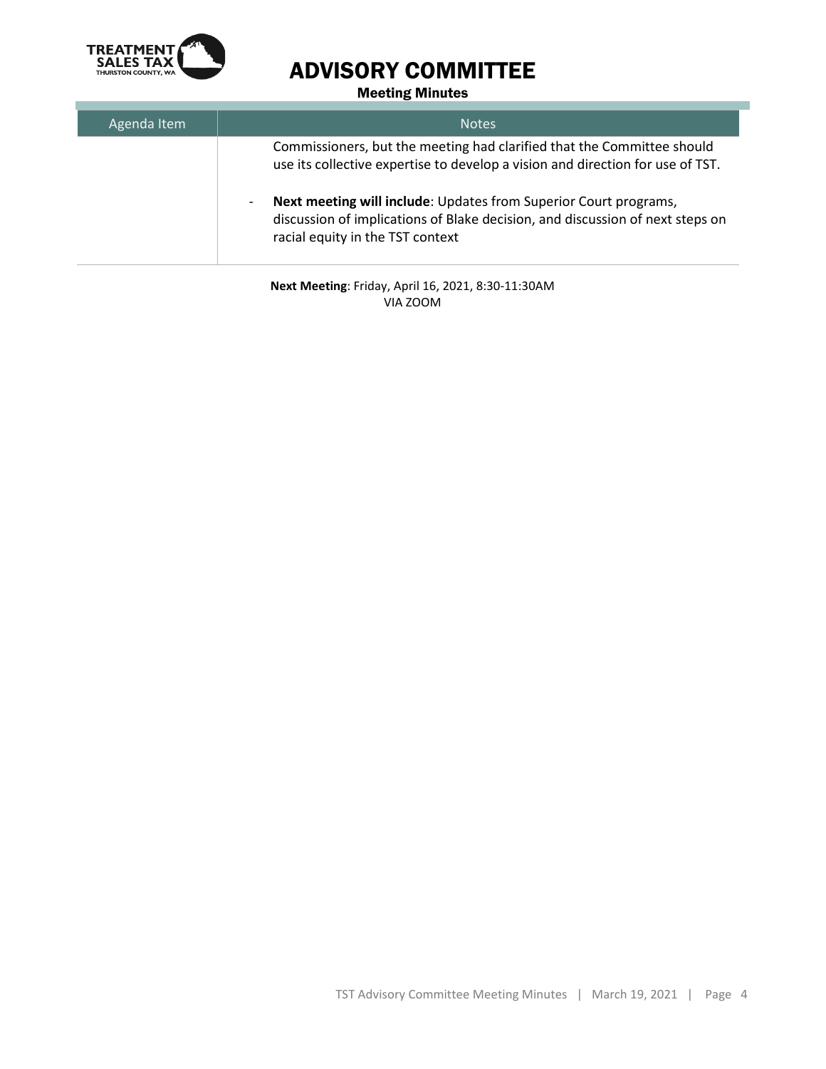# ADVISORY COMMITTEE

**Meeting Minutes**

| Agenda Item | Notes |
|---|---|
| | Commissioners, but the meeting had clarified that the Committee should use its collective expertise to develop a vision and direction for use of TST.<br><br>- **Next meeting will include**: Updates from Superior Court programs, discussion of implications of Blake decision, and discussion of next steps on racial equity in the TST context |

**Next Meeting**: Friday, April 16, 2021, 8:30-11:30AM
VIA ZOOM